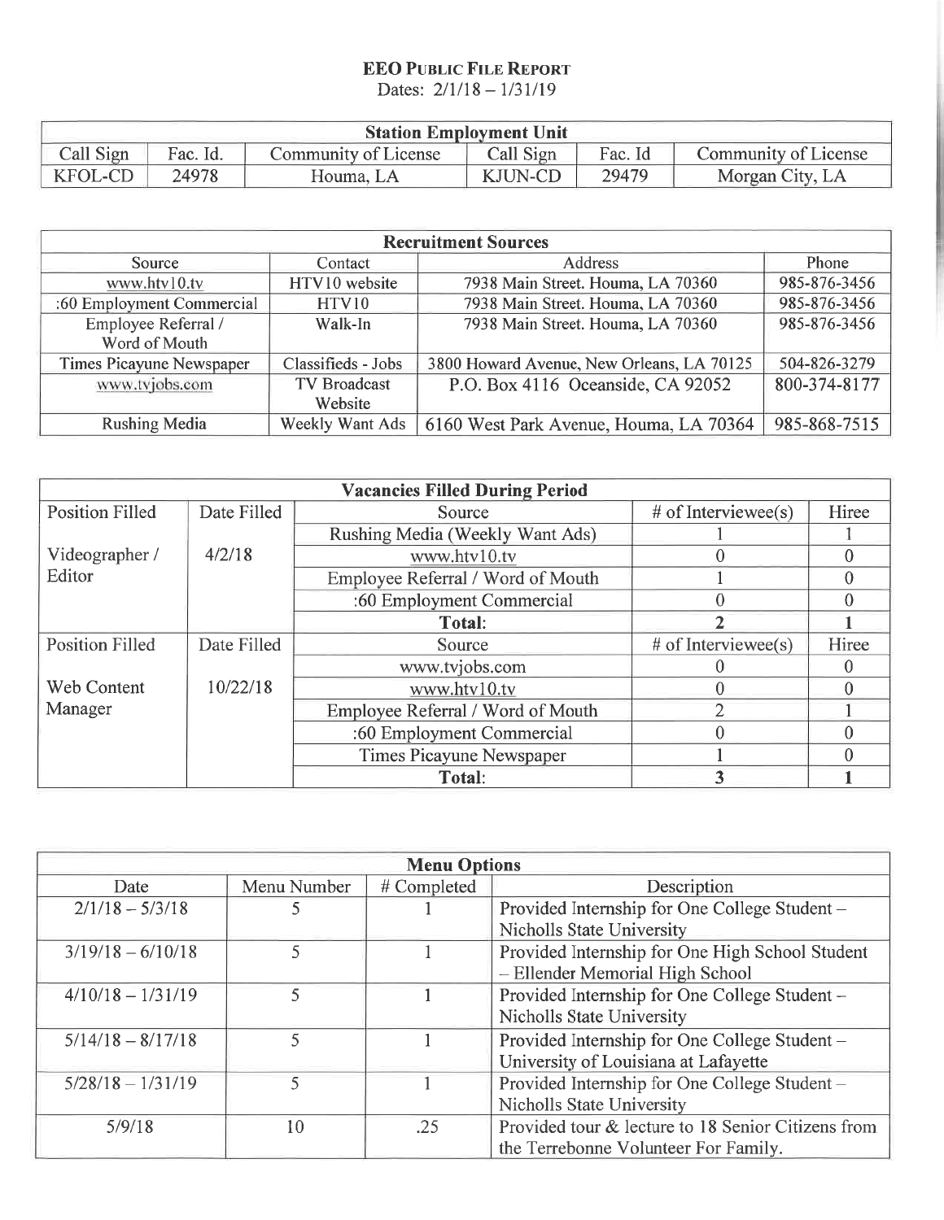# EEO PUBLIC FILE REPORT

Dates: 2/1/18 – 1/31/19

| Station Employment Unit | | | | | |
|---|---|---|---|---|---|
| Call Sign | Fac. Id. | Community of License | Call Sign | Fac. Id | Community of License |
| KFOL-CD | 24978 | Houma, LA | KJUN-CD | 29479 | Morgan City, LA |

| Recruitment Sources | | | |
|---|---|---|---|
| Source | Contact | Address | Phone |
| www.htv10.tv | HTV10 website | 7938 Main Street. Houma, LA 70360 | 985-876-3456 |
| :60 Employment Commercial | HTV10 | 7938 Main Street. Houma, LA 70360 | 985-876-3456 |
| Employee Referral / Word of Mouth | Walk-In | 7938 Main Street. Houma, LA 70360 | 985-876-3456 |
| Times Picayune Newspaper | Classifieds - Jobs | 3800 Howard Avenue, New Orleans, LA 70125 | 504-826-3279 |
| www.tvjobs.com | TV Broadcast Website | P.O. Box 4116 Oceanside, CA 92052 | 800-374-8177 |
| Rushing Media | Weekly Want Ads | 6160 West Park Avenue, Houma, LA 70364 | 985-868-7515 |

| Vacancies Filled During Period | | | | |
|---|---|---|---|---|
| Position Filled | Date Filled | Source | # of Interviewee(s) | Hiree |
| Videographer / Editor | 4/2/18 | Rushing Media (Weekly Want Ads) | 1 | 1 |
| | | www.htv10.tv | 0 | 0 |
| | | Employee Referral / Word of Mouth | 1 | 0 |
| | | :60 Employment Commercial | 0 | 0 |
| | | **Total:** | **2** | **1** |
| Position Filled | Date Filled | Source | # of Interviewee(s) | Hiree |
| Web Content Manager | 10/22/18 | www.tvjobs.com | 0 | 0 |
| | | www.htv10.tv | 0 | 0 |
| | | Employee Referral / Word of Mouth | 2 | 1 |
| | | :60 Employment Commercial | 0 | 0 |
| | | Times Picayune Newspaper | 1 | 0 |
| | | **Total:** | **3** | **1** |

| Menu Options | | | |
|---|---|---|---|
| Date | Menu Number | # Completed | Description |
| 2/1/18 – 5/3/18 | 5 | 1 | Provided Internship for One College Student – Nicholls State University |
| 3/19/18 – 6/10/18 | 5 | 1 | Provided Internship for One High School Student – Ellender Memorial High School |
| 4/10/18 – 1/31/19 | 5 | 1 | Provided Internship for One College Student – Nicholls State University |
| 5/14/18 – 8/17/18 | 5 | 1 | Provided Internship for One College Student – University of Louisiana at Lafayette |
| 5/28/18 – 1/31/19 | 5 | 1 | Provided Internship for One College Student – Nicholls State University |
| 5/9/18 | 10 | .25 | Provided tour & lecture to 18 Senior Citizens from the Terrebonne Volunteer For Family. |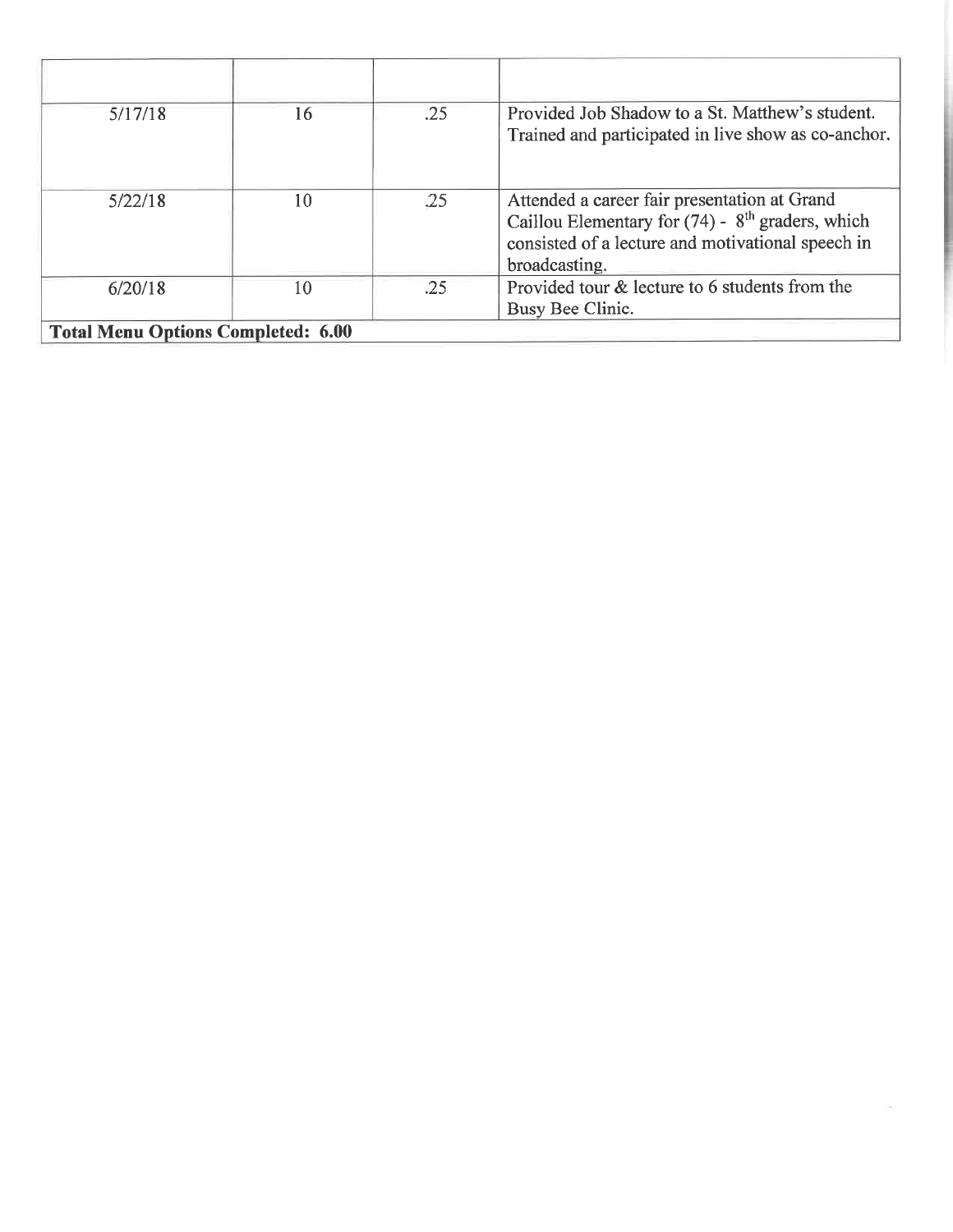| | | | |
|---|---|---|---|
| | | | |
| 5/17/18 | 16 | .25 | Provided Job Shadow to a St. Matthew's student. Trained and participated in live show as co-anchor. |
| 5/22/18 | 10 | .25 | Attended a career fair presentation at Grand Caillou Elementary for (74) - 8th graders, which consisted of a lecture and motivational speech in broadcasting. |
| 6/20/18 | 10 | .25 | Provided tour & lecture to 6 students from the Busy Bee Clinic. |
| **Total Menu Options Completed: 6.00** | | | |